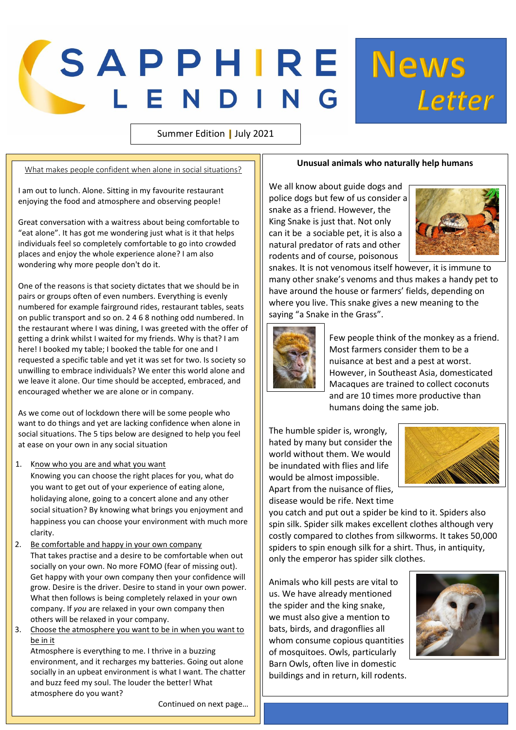# SAPPHIRE LENDING News Letter

Summer Edition | July 2021

## What makes people confident when alone in social situations?

I am out to lunch. Alone. Sitting in my favourite restaurant enjoying the food and atmosphere and observing people!

Great conversation with a waitress about being comfortable to "eat alone". It has got me wondering just what is it that helps individuals feel so completely comfortable to go into crowded places and enjoy the whole experience alone? I am also wondering why more people don't do it.

One of the reasons is that society dictates that we should be in pairs or groups often of even numbers. Everything is evenly numbered for example fairground rides, restaurant tables, seats on public transport and so on. 2 4 6 8 nothing odd numbered. In the restaurant where I was dining, I was greeted with the offer of getting a drink whilst I waited for my friends. Why is that? I am here! I booked my table; I booked the table for one and I requested a specific table and yet it was set for two. Is society so unwilling to embrace individuals? We enter this world alone and we leave it alone. Our time should be accepted, embraced, and encouraged whether we are alone or in company.

As we come out of lockdown there will be some people who want to do things and yet are lacking confidence when alone in social situations. The 5 tips below are designed to help you feel at ease on your own in any social situation

1. Know who you are and what you want
   Knowing you can choose the right places for you, what do you want to get out of your experience of eating alone, holidaying alone, going to a concert alone and any other social situation? By knowing what brings you enjoyment and happiness you can choose your environment with much more clarity.
2. Be comfortable and happy in your own company
   That takes practise and a desire to be comfortable when out socially on your own. No more FOMO (fear of missing out). Get happy with your own company then your confidence will grow. Desire is the driver. Desire to stand in your own power. What then follows is being completely relaxed in your own company. If *you* are relaxed in your own company then others will be relaxed in your company.
3. Choose the atmosphere you want to be in when you want to be in it
   Atmosphere is everything to me. I thrive in a buzzing environment, and it recharges my batteries. Going out alone socially in an upbeat environment is what I want. The chatter and buzz feed my soul. The louder the better! What atmosphere do you want?

Continued on next page…

## Unusual animals who naturally help humans

We all know about guide dogs and police dogs but few of us consider a snake as a friend. However, the King Snake is just that. Not only can it be a sociable pet, it is also a natural predator of rats and other rodents and of course, poisonous snakes. It is not venomous itself however, it is immune to many other snake's venoms and thus makes a handy pet to have around the house or farmers' fields, depending on where you live. This snake gives a new meaning to the saying "a Snake in the Grass".

Few people think of the monkey as a friend. Most farmers consider them to be a nuisance at best and a pest at worst. However, in Southeast Asia, domesticated Macaques are trained to collect coconuts and are 10 times more productive than humans doing the same job.

The humble spider is, wrongly, hated by many but consider the world without them. We would be inundated with flies and life would be almost impossible. Apart from the nuisance of flies, disease would be rife. Next time you catch and put out a spider be kind to it. Spiders also spin silk. Spider silk makes excellent clothes although very costly compared to clothes from silkworms. It takes 50,000 spiders to spin enough silk for a shirt. Thus, in antiquity, only the emperor has spider silk clothes.

Animals who kill pests are vital to us. We have already mentioned the spider and the king snake, we must also give a mention to bats, birds, and dragonflies all whom consume copious quantities of mosquitoes. Owls, particularly Barn Owls, often live in domestic buildings and in return, kill rodents.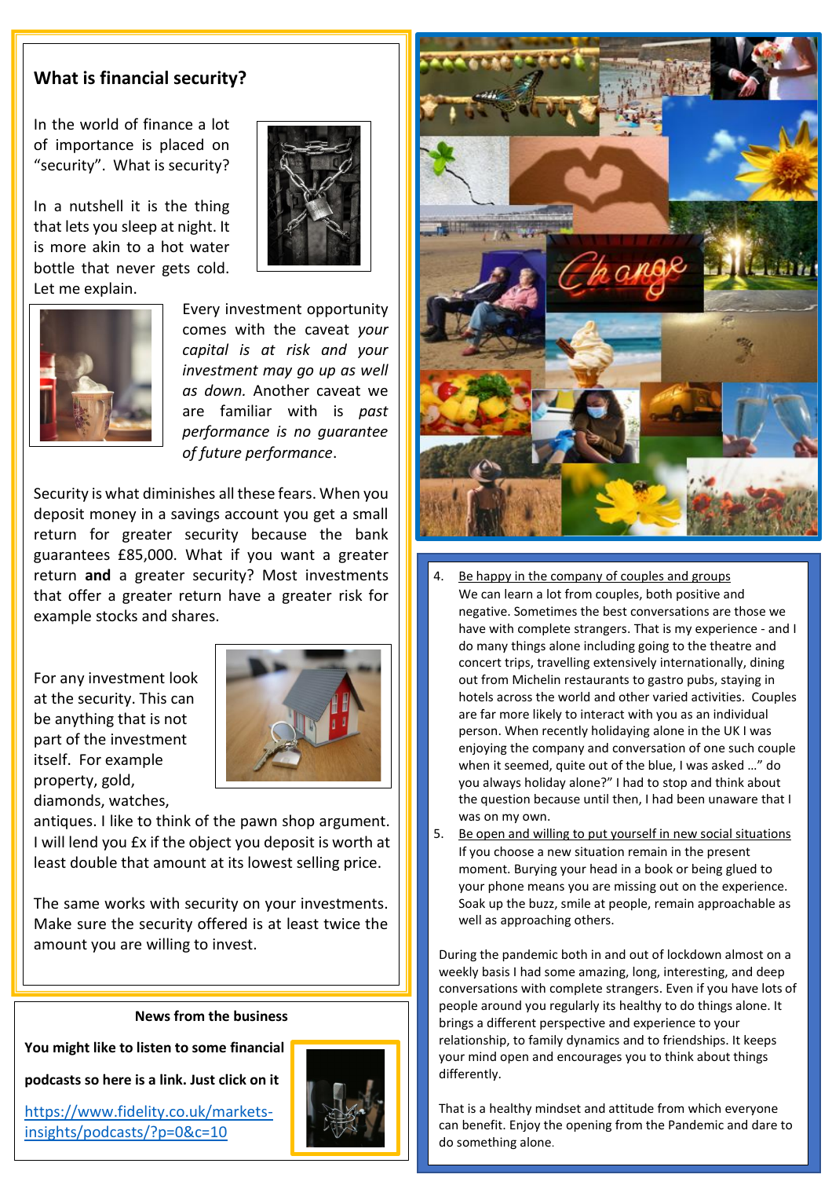## What is financial security?

In the world of finance a lot of importance is placed on "security". What is security?

In a nutshell it is the thing that lets you sleep at night. It is more akin to a hot water bottle that never gets cold. Let me explain.

Every investment opportunity comes with the caveat *your capital is at risk and your investment may go up as well as down.* Another caveat we are familiar with is *past performance is no guarantee of future performance*.

Security is what diminishes all these fears. When you deposit money in a savings account you get a small return for greater security because the bank guarantees £85,000. What if you want a greater return **and** a greater security? Most investments that offer a greater return have a greater risk for example stocks and shares.

For any investment look at the security. This can be anything that is not part of the investment itself. For example property, gold, diamonds, watches, antiques. I like to think of the pawn shop argument. I will lend you £x if the object you deposit is worth at least double that amount at its lowest selling price.

The same works with security on your investments. Make sure the security offered is at least twice the amount you are willing to invest.

**News from the business**

**You might like to listen to some financial podcasts so here is a link. Just click on it**

[https://www.fidelity.co.uk/markets-insights/podcasts/?p=0&c=10](https://www.fidelity.co.uk/markets-insights/podcasts/?p=0&c=10)

Change

4. Be happy in the company of couples and groups
   We can learn a lot from couples, both positive and negative. Sometimes the best conversations are those we have with complete strangers. That is my experience - and I do many things alone including going to the theatre and concert trips, travelling extensively internationally, dining out from Michelin restaurants to gastro pubs, staying in hotels across the world and other varied activities. Couples are far more likely to interact with you as an individual person. When recently holidaying alone in the UK I was enjoying the company and conversation of one such couple when it seemed, quite out of the blue, I was asked …" do you always holiday alone?" I had to stop and think about the question because until then, I had been unaware that I was on my own.
5. Be open and willing to put yourself in new social situations
   If you choose a new situation remain in the present moment. Burying your head in a book or being glued to your phone means you are missing out on the experience. Soak up the buzz, smile at people, remain approachable as well as approaching others.

During the pandemic both in and out of lockdown almost on a weekly basis I had some amazing, long, interesting, and deep conversations with complete strangers. Even if you have lots of people around you regularly its healthy to do things alone. It brings a different perspective and experience to your relationship, to family dynamics and to friendships. It keeps your mind open and encourages you to think about things differently.

That is a healthy mindset and attitude from which everyone can benefit. Enjoy the opening from the Pandemic and dare to do something alone.